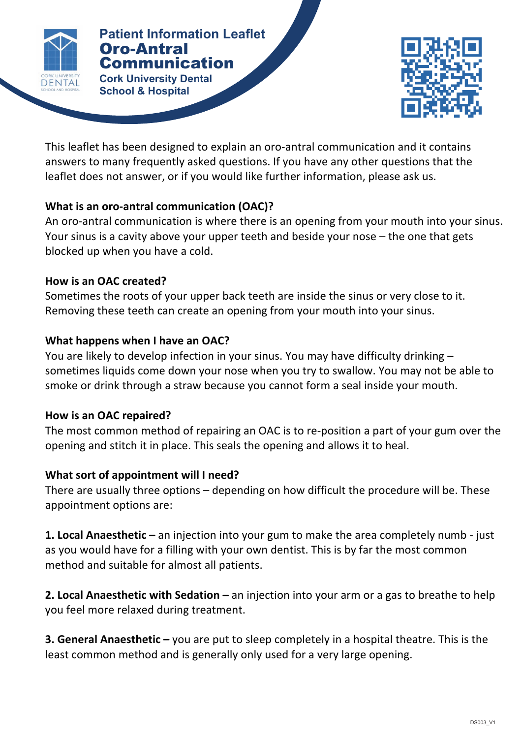Patient Information Leaflet

# Oro-Antral Communication

Cork University Dental School & Hospital

This leaflet has been designed to explain an oro-antral communication and it contains answers to many frequently asked questions. If you have any other questions that the leaflet does not answer, or if you would like further information, please ask us.

**What is an oro-antral communication (OAC)?**
An oro-antral communication is where there is an opening from your mouth into your sinus. Your sinus is a cavity above your upper teeth and beside your nose – the one that gets blocked up when you have a cold.

**How is an OAC created?**
Sometimes the roots of your upper back teeth are inside the sinus or very close to it. Removing these teeth can create an opening from your mouth into your sinus.

**What happens when I have an OAC?**
You are likely to develop infection in your sinus. You may have difficulty drinking – sometimes liquids come down your nose when you try to swallow. You may not be able to smoke or drink through a straw because you cannot form a seal inside your mouth.

**How is an OAC repaired?**
The most common method of repairing an OAC is to re-position a part of your gum over the opening and stitch it in place. This seals the opening and allows it to heal.

**What sort of appointment will I need?**
There are usually three options – depending on how difficult the procedure will be. These appointment options are:

**1. Local Anaesthetic –** an injection into your gum to make the area completely numb - just as you would have for a filling with your own dentist. This is by far the most common method and suitable for almost all patients.

**2. Local Anaesthetic with Sedation –** an injection into your arm or a gas to breathe to help you feel more relaxed during treatment.

**3. General Anaesthetic –** you are put to sleep completely in a hospital theatre. This is the least common method and is generally only used for a very large opening.

DS003_V1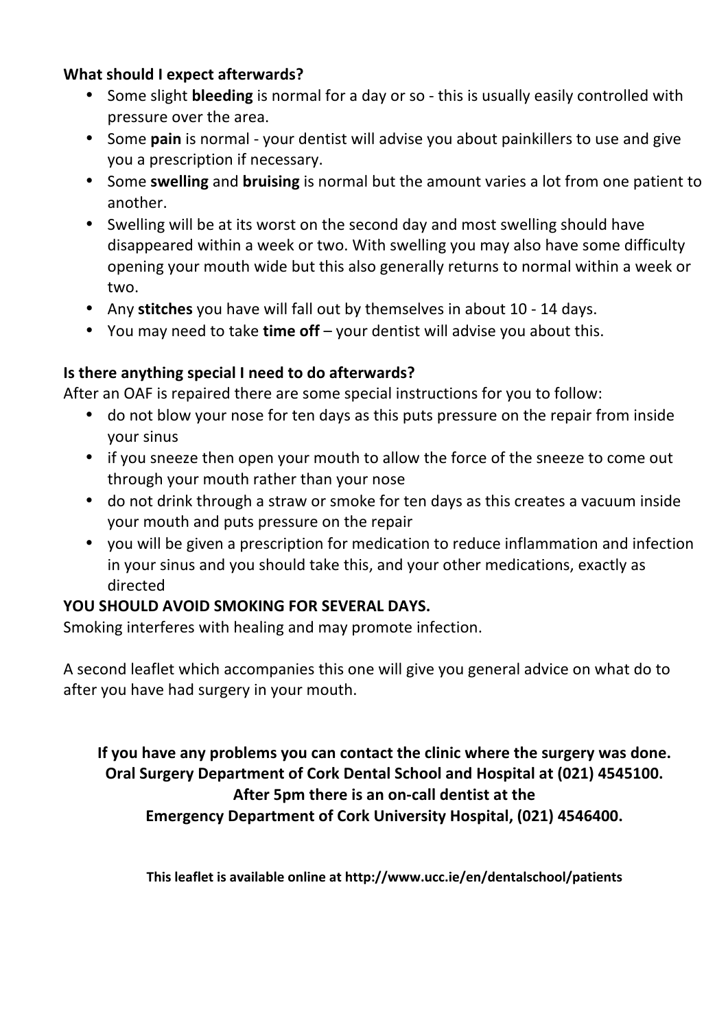**What should I expect afterwards?**

- Some slight **bleeding** is normal for a day or so - this is usually easily controlled with pressure over the area.
- Some **pain** is normal - your dentist will advise you about painkillers to use and give you a prescription if necessary.
- Some **swelling** and **bruising** is normal but the amount varies a lot from one patient to another.
- Swelling will be at its worst on the second day and most swelling should have disappeared within a week or two. With swelling you may also have some difficulty opening your mouth wide but this also generally returns to normal within a week or two.
- Any **stitches** you have will fall out by themselves in about 10 - 14 days.
- You may need to take **time off** – your dentist will advise you about this.

**Is there anything special I need to do afterwards?**

After an OAF is repaired there are some special instructions for you to follow:

- do not blow your nose for ten days as this puts pressure on the repair from inside your sinus
- if you sneeze then open your mouth to allow the force of the sneeze to come out through your mouth rather than your nose
- do not drink through a straw or smoke for ten days as this creates a vacuum inside your mouth and puts pressure on the repair
- you will be given a prescription for medication to reduce inflammation and infection in your sinus and you should take this, and your other medications, exactly as directed

**YOU SHOULD AVOID SMOKING FOR SEVERAL DAYS.**

Smoking interferes with healing and may promote infection.

A second leaflet which accompanies this one will give you general advice on what do to after you have had surgery in your mouth.

**If you have any problems you can contact the clinic where the surgery was done.**
**Oral Surgery Department of Cork Dental School and Hospital at (021) 4545100.**
**After 5pm there is an on-call dentist at the**
**Emergency Department of Cork University Hospital, (021) 4546400.**

**This leaflet is available online at http://www.ucc.ie/en/dentalschool/patients**